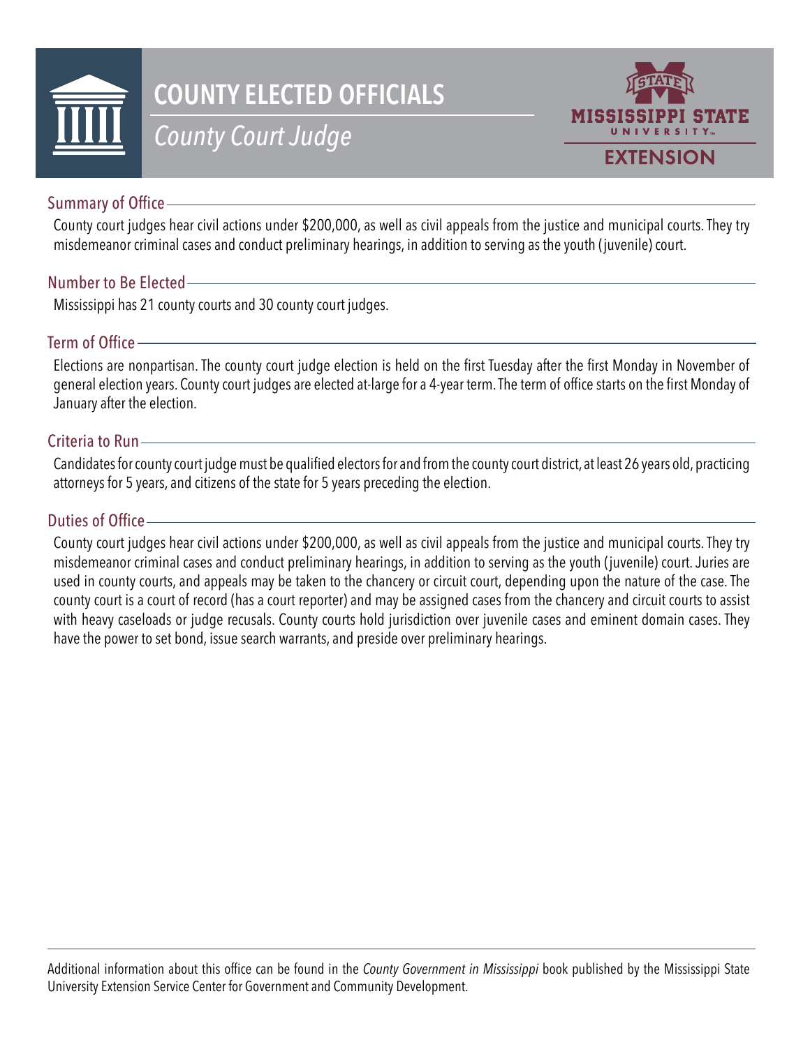# COUNTY ELECTED OFFICIALS

## *County Court Judge*

MISSISSIPPI STATE UNIVERSITY EXTENSION

### Summary of Office

County court judges hear civil actions under $200,000, as well as civil appeals from the justice and municipal courts. They try misdemeanor criminal cases and conduct preliminary hearings, in addition to serving as the youth (juvenile) court.

### Number to Be Elected

Mississippi has 21 county courts and 30 county court judges.

### Term of Office

Elections are nonpartisan. The county court judge election is held on the first Tuesday after the first Monday in November of general election years. County court judges are elected at-large for a 4-year term. The term of office starts on the first Monday of January after the election.

### Criteria to Run

Candidates for county court judge must be qualified electors for and from the county court district, at least 26 years old, practicing attorneys for 5 years, and citizens of the state for 5 years preceding the election.

### Duties of Office

County court judges hear civil actions under $200,000, as well as civil appeals from the justice and municipal courts. They try misdemeanor criminal cases and conduct preliminary hearings, in addition to serving as the youth (juvenile) court. Juries are used in county courts, and appeals may be taken to the chancery or circuit court, depending upon the nature of the case. The county court is a court of record (has a court reporter) and may be assigned cases from the chancery and circuit courts to assist with heavy caseloads or judge recusals. County courts hold jurisdiction over juvenile cases and eminent domain cases. They have the power to set bond, issue search warrants, and preside over preliminary hearings.

---

Additional information about this office can be found in the *County Government in Mississippi* book published by the Mississippi State University Extension Service Center for Government and Community Development.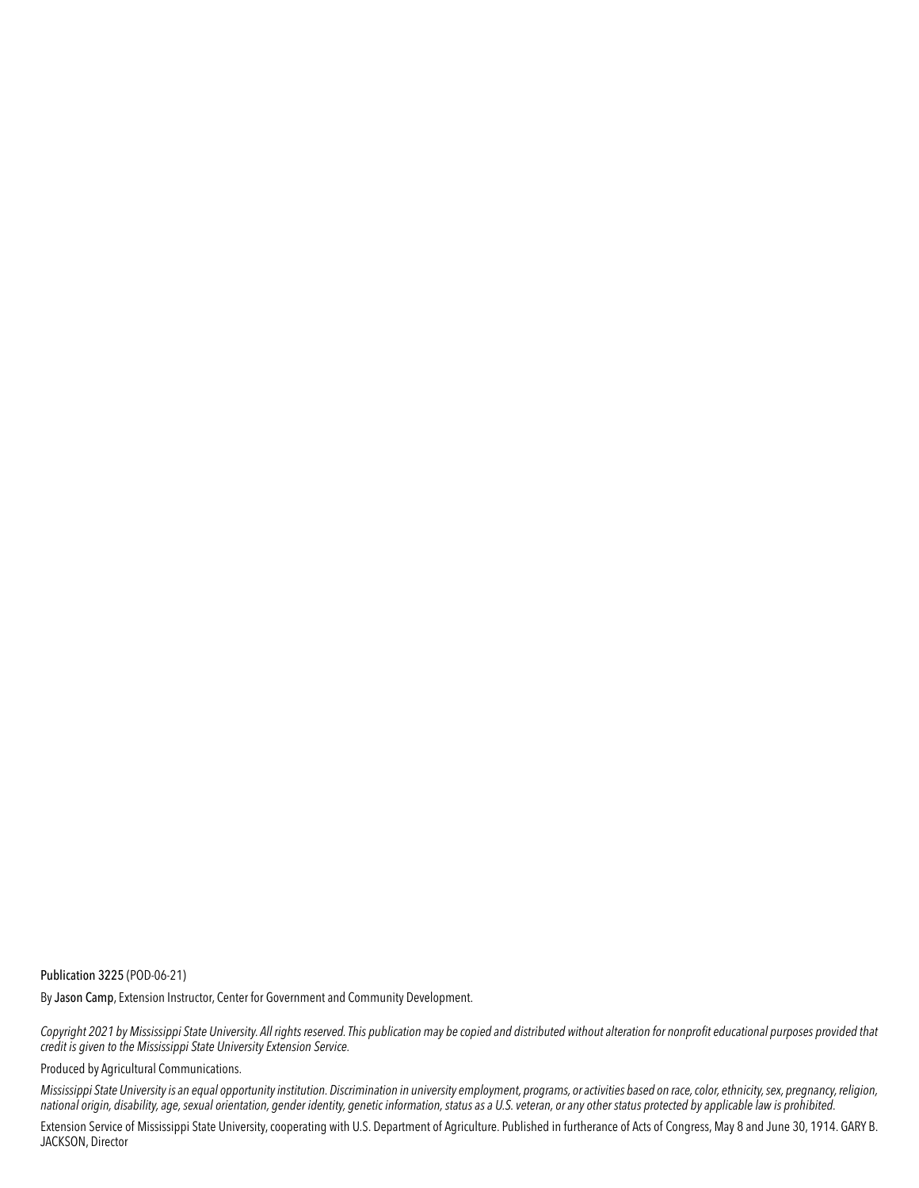**Publication 3225** (POD-06-21)

By **Jason Camp**, Extension Instructor, Center for Government and Community Development.

*Copyright 2021 by Mississippi State University. All rights reserved. This publication may be copied and distributed without alteration for nonprofit educational purposes provided that credit is given to the Mississippi State University Extension Service.*

Produced by Agricultural Communications.

*Mississippi State University is an equal opportunity institution. Discrimination in university employment, programs, or activities based on race, color, ethnicity, sex, pregnancy, religion, national origin, disability, age, sexual orientation, gender identity, genetic information, status as a U.S. veteran, or any other status protected by applicable law is prohibited.*

Extension Service of Mississippi State University, cooperating with U.S. Department of Agriculture. Published in furtherance of Acts of Congress, May 8 and June 30, 1914. GARY B. JACKSON, Director